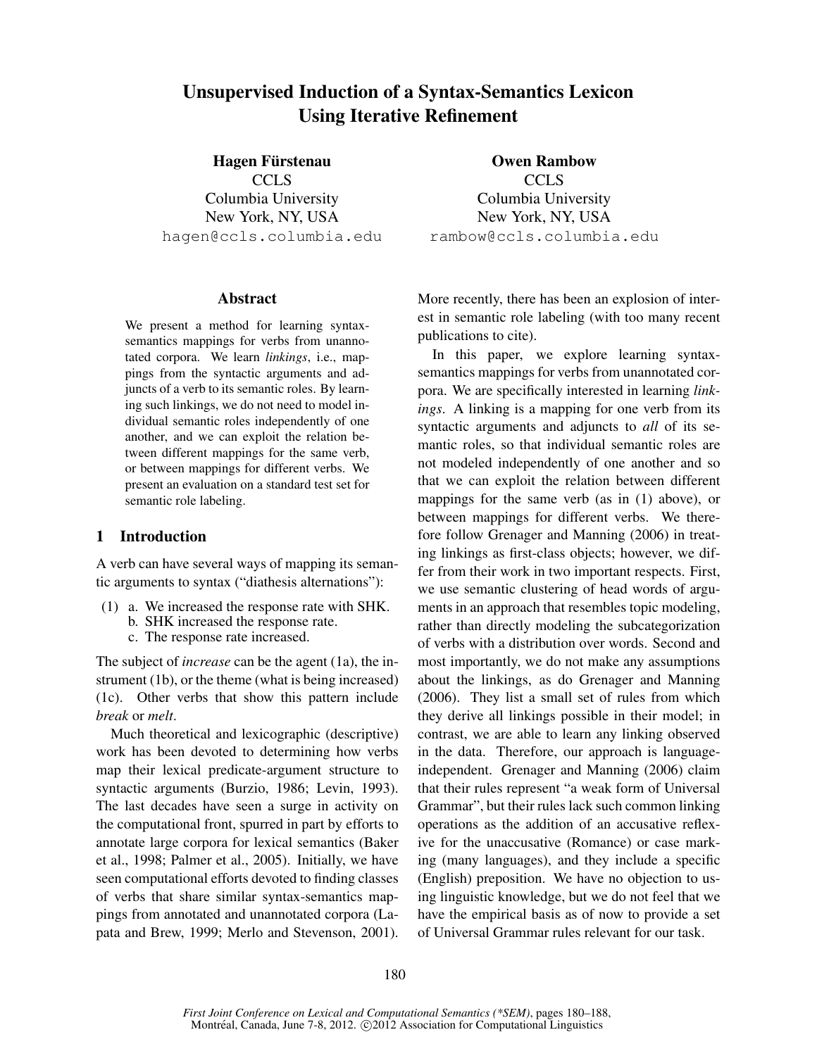# Unsupervised Induction of a Syntax-Semantics Lexicon Using Iterative Refinement

**Hagen Fürstenau**
CCLS
Columbia University
New York, NY, USA
hagen@ccls.columbia.edu

**Owen Rambow**
CCLS
Columbia University
New York, NY, USA
rambow@ccls.columbia.edu

## Abstract

We present a method for learning syntax-semantics mappings for verbs from unannotated corpora. We learn *linkings*, i.e., mappings from the syntactic arguments and adjuncts of a verb to its semantic roles. By learning such linkings, we do not need to model individual semantic roles independently of one another, and we can exploit the relation between different mappings for the same verb, or between mappings for different verbs. We present an evaluation on a standard test set for semantic role labeling.

## 1 Introduction

A verb can have several ways of mapping its semantic arguments to syntax ("diathesis alternations"):

(1) a. We increased the response rate with SHK.
 b. SHK increased the response rate.
 c. The response rate increased.

The subject of *increase* can be the agent (1a), the instrument (1b), or the theme (what is being increased) (1c). Other verbs that show this pattern include *break* or *melt*.

Much theoretical and lexicographic (descriptive) work has been devoted to determining how verbs map their lexical predicate-argument structure to syntactic arguments (Burzio, 1986; Levin, 1993). The last decades have seen a surge in activity on the computational front, spurred in part by efforts to annotate large corpora for lexical semantics (Baker et al., 1998; Palmer et al., 2005). Initially, we have seen computational efforts devoted to finding classes of verbs that share similar syntax-semantics mappings from annotated and unannotated corpora (Lapata and Brew, 1999; Merlo and Stevenson, 2001). More recently, there has been an explosion of interest in semantic role labeling (with too many recent publications to cite).

In this paper, we explore learning syntax-semantics mappings for verbs from unannotated corpora. We are specifically interested in learning *linkings*. A linking is a mapping for one verb from its syntactic arguments and adjuncts to *all* of its semantic roles, so that individual semantic roles are not modeled independently of one another and so that we can exploit the relation between different mappings for the same verb (as in (1) above), or between mappings for different verbs. We therefore follow Grenager and Manning (2006) in treating linkings as first-class objects; however, we differ from their work in two important respects. First, we use semantic clustering of head words of arguments in an approach that resembles topic modeling, rather than directly modeling the subcategorization of verbs with a distribution over words. Second and most importantly, we do not make any assumptions about the linkings, as do Grenager and Manning (2006). They list a small set of rules from which they derive all linkings possible in their model; in contrast, we are able to learn any linking observed in the data. Therefore, our approach is language-independent. Grenager and Manning (2006) claim that their rules represent "a weak form of Universal Grammar", but their rules lack such common linking operations as the addition of an accusative reflexive for the unaccusative (Romance) or case marking (many languages), and they include a specific (English) preposition. We have no objection to using linguistic knowledge, but we do not feel that we have the empirical basis as of now to provide a set of Universal Grammar rules relevant for our task.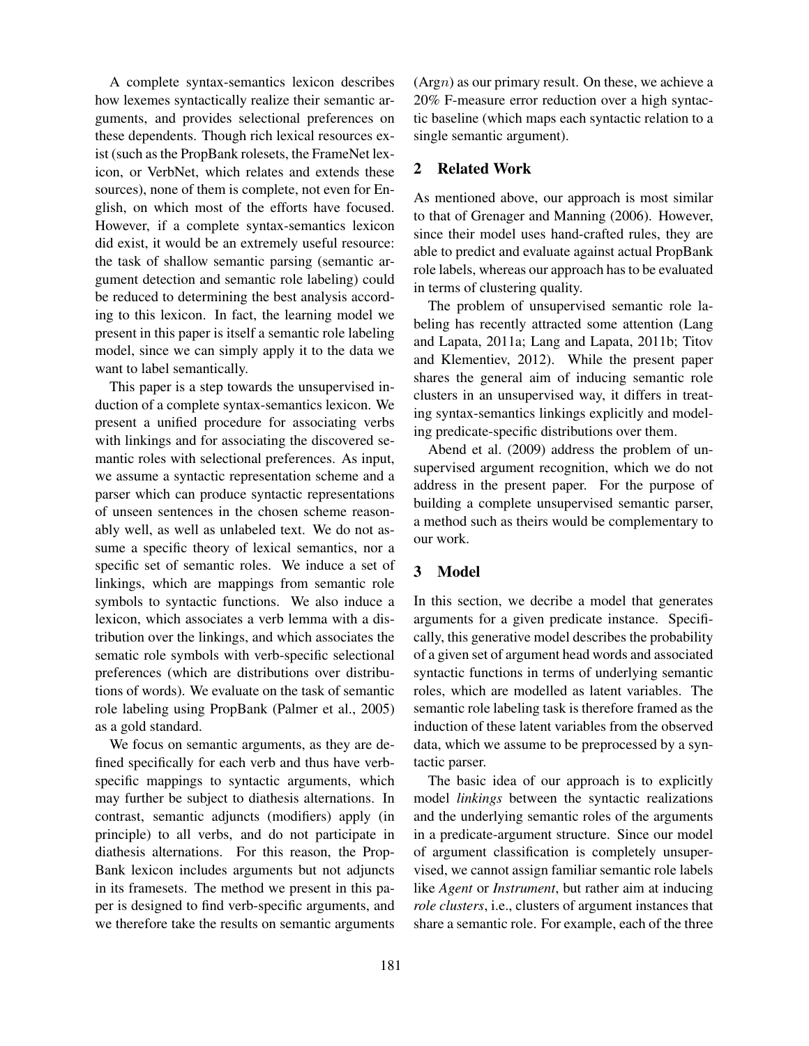A complete syntax-semantics lexicon describes how lexemes syntactically realize their semantic arguments, and provides selectional preferences on these dependents. Though rich lexical resources exist (such as the PropBank rolesets, the FrameNet lexicon, or VerbNet, which relates and extends these sources), none of them is complete, not even for English, on which most of the efforts have focused. However, if a complete syntax-semantics lexicon did exist, it would be an extremely useful resource: the task of shallow semantic parsing (semantic argument detection and semantic role labeling) could be reduced to determining the best analysis according to this lexicon. In fact, the learning model we present in this paper is itself a semantic role labeling model, since we can simply apply it to the data we want to label semantically.

This paper is a step towards the unsupervised induction of a complete syntax-semantics lexicon. We present a unified procedure for associating verbs with linkings and for associating the discovered semantic roles with selectional preferences. As input, we assume a syntactic representation scheme and a parser which can produce syntactic representations of unseen sentences in the chosen scheme reasonably well, as well as unlabeled text. We do not assume a specific theory of lexical semantics, nor a specific set of semantic roles. We induce a set of linkings, which are mappings from semantic role symbols to syntactic functions. We also induce a lexicon, which associates a verb lemma with a distribution over the linkings, and which associates the sematic role symbols with verb-specific selectional preferences (which are distributions over distributions of words). We evaluate on the task of semantic role labeling using PropBank (Palmer et al., 2005) as a gold standard.

We focus on semantic arguments, as they are defined specifically for each verb and thus have verb-specific mappings to syntactic arguments, which may further be subject to diathesis alternations. In contrast, semantic adjuncts (modifiers) apply (in principle) to all verbs, and do not participate in diathesis alternations. For this reason, the PropBank lexicon includes arguments but not adjuncts in its framesets. The method we present in this paper is designed to find verb-specific arguments, and we therefore take the results on semantic arguments (Arg$n$) as our primary result. On these, we achieve a 20% F-measure error reduction over a high syntactic baseline (which maps each syntactic relation to a single semantic argument).

## 2 Related Work

As mentioned above, our approach is most similar to that of Grenager and Manning (2006). However, since their model uses hand-crafted rules, they are able to predict and evaluate against actual PropBank role labels, whereas our approach has to be evaluated in terms of clustering quality.

The problem of unsupervised semantic role labeling has recently attracted some attention (Lang and Lapata, 2011a; Lang and Lapata, 2011b; Titov and Klementiev, 2012). While the present paper shares the general aim of inducing semantic role clusters in an unsupervised way, it differs in treating syntax-semantics linkings explicitly and modeling predicate-specific distributions over them.

Abend et al. (2009) address the problem of unsupervised argument recognition, which we do not address in the present paper. For the purpose of building a complete unsupervised semantic parser, a method such as theirs would be complementary to our work.

## 3 Model

In this section, we decribe a model that generates arguments for a given predicate instance. Specifically, this generative model describes the probability of a given set of argument head words and associated syntactic functions in terms of underlying semantic roles, which are modelled as latent variables. The semantic role labeling task is therefore framed as the induction of these latent variables from the observed data, which we assume to be preprocessed by a syntactic parser.

The basic idea of our approach is to explicitly model *linkings* between the syntactic realizations and the underlying semantic roles of the arguments in a predicate-argument structure. Since our model of argument classification is completely unsupervised, we cannot assign familiar semantic role labels like *Agent* or *Instrument*, but rather aim at inducing *role clusters*, i.e., clusters of argument instances that share a semantic role. For example, each of the three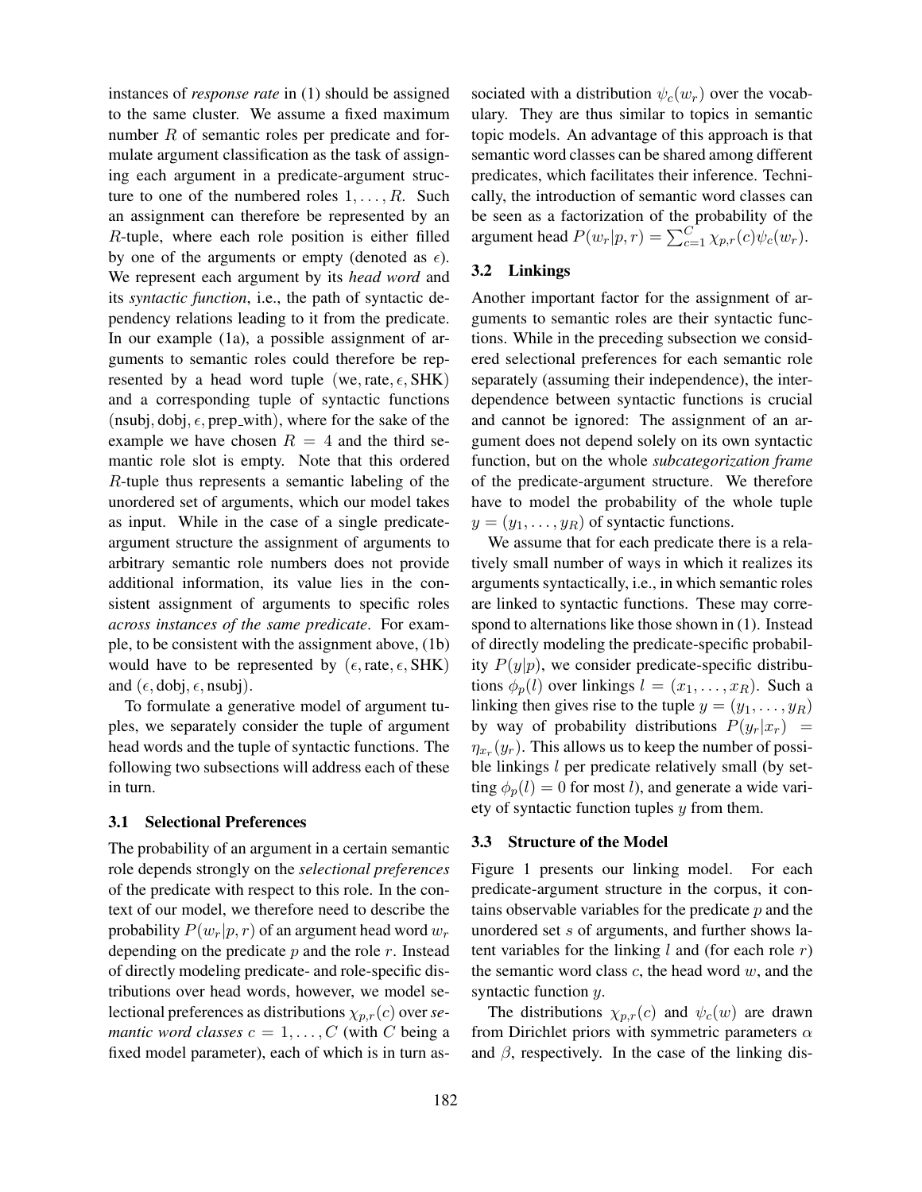instances of *response rate* in (1) should be assigned to the same cluster. We assume a fixed maximum number $R$ of semantic roles per predicate and formulate argument classification as the task of assigning each argument in a predicate-argument structure to one of the numbered roles $1, \ldots, R$. Such an assignment can therefore be represented by an $R$-tuple, where each role position is either filled by one of the arguments or empty (denoted as $\epsilon$). We represent each argument by its *head word* and its *syntactic function*, i.e., the path of syntactic dependency relations leading to it from the predicate. In our example (1a), a possible assignment of arguments to semantic roles could therefore be represented by a head word tuple $(\text{we}, \text{rate}, \epsilon, \text{SHK})$ and a corresponding tuple of syntactic functions $(\text{nsubj}, \text{dobj}, \epsilon, \text{prep\_with})$, where for the sake of the example we have chosen $R = 4$ and the third semantic role slot is empty. Note that this ordered $R$-tuple thus represents a semantic labeling of the unordered set of arguments, which our model takes as input. While in the case of a single predicate-argument structure the assignment of arguments to arbitrary semantic role numbers does not provide additional information, its value lies in the consistent assignment of arguments to specific roles *across instances of the same predicate*. For example, to be consistent with the assignment above, (1b) would have to be represented by $(\epsilon, \text{rate}, \epsilon, \text{SHK})$ and $(\epsilon, \text{dobj}, \epsilon, \text{nsubj})$.

To formulate a generative model of argument tuples, we separately consider the tuple of argument head words and the tuple of syntactic functions. The following two subsections will address each of these in turn.

### 3.1 Selectional Preferences

The probability of an argument in a certain semantic role depends strongly on the *selectional preferences* of the predicate with respect to this role. In the context of our model, we therefore need to describe the probability $P(w_r|p, r)$ of an argument head word $w_r$ depending on the predicate $p$ and the role $r$. Instead of directly modeling predicate- and role-specific distributions over head words, however, we model selectional preferences as distributions $\chi_{p,r}(c)$ over *semantic word classes* $c = 1, \ldots, C$ (with $C$ being a fixed model parameter), each of which is in turn associated with a distribution $\psi_c(w_r)$ over the vocabulary. They are thus similar to topics in semantic topic models. An advantage of this approach is that semantic word classes can be shared among different predicates, which facilitates their inference. Technically, the introduction of semantic word classes can be seen as a factorization of the probability of the argument head $P(w_r|p, r) = \sum_{c=1}^{C} \chi_{p,r}(c)\psi_c(w_r)$.

### 3.2 Linkings

Another important factor for the assignment of arguments to semantic roles are their syntactic functions. While in the preceding subsection we considered selectional preferences for each semantic role separately (assuming their independence), the interdependence between syntactic functions is crucial and cannot be ignored: The assignment of an argument does not depend solely on its own syntactic function, but on the whole *subcategorization frame* of the predicate-argument structure. We therefore have to model the probability of the whole tuple $y = (y_1, \ldots, y_R)$ of syntactic functions.

We assume that for each predicate there is a relatively small number of ways in which it realizes its arguments syntactically, i.e., in which semantic roles are linked to syntactic functions. These may correspond to alternations like those shown in (1). Instead of directly modeling the predicate-specific probability $P(y|p)$, we consider predicate-specific distributions $\phi_p(l)$ over linkings $l = (x_1, \ldots, x_R)$. Such a linking then gives rise to the tuple $y = (y_1, \ldots, y_R)$ by way of probability distributions $P(y_r|x_r) = \eta_{x_r}(y_r)$. This allows us to keep the number of possible linkings $l$ per predicate relatively small (by setting $\phi_p(l) = 0$ for most $l$), and generate a wide variety of syntactic function tuples $y$ from them.

### 3.3 Structure of the Model

Figure 1 presents our linking model. For each predicate-argument structure in the corpus, it contains observable variables for the predicate $p$ and the unordered set $s$ of arguments, and further shows latent variables for the linking $l$ and (for each role $r$) the semantic word class $c$, the head word $w$, and the syntactic function $y$.

The distributions $\chi_{p,r}(c)$ and $\psi_c(w)$ are drawn from Dirichlet priors with symmetric parameters $\alpha$ and $\beta$, respectively. In the case of the linking dis-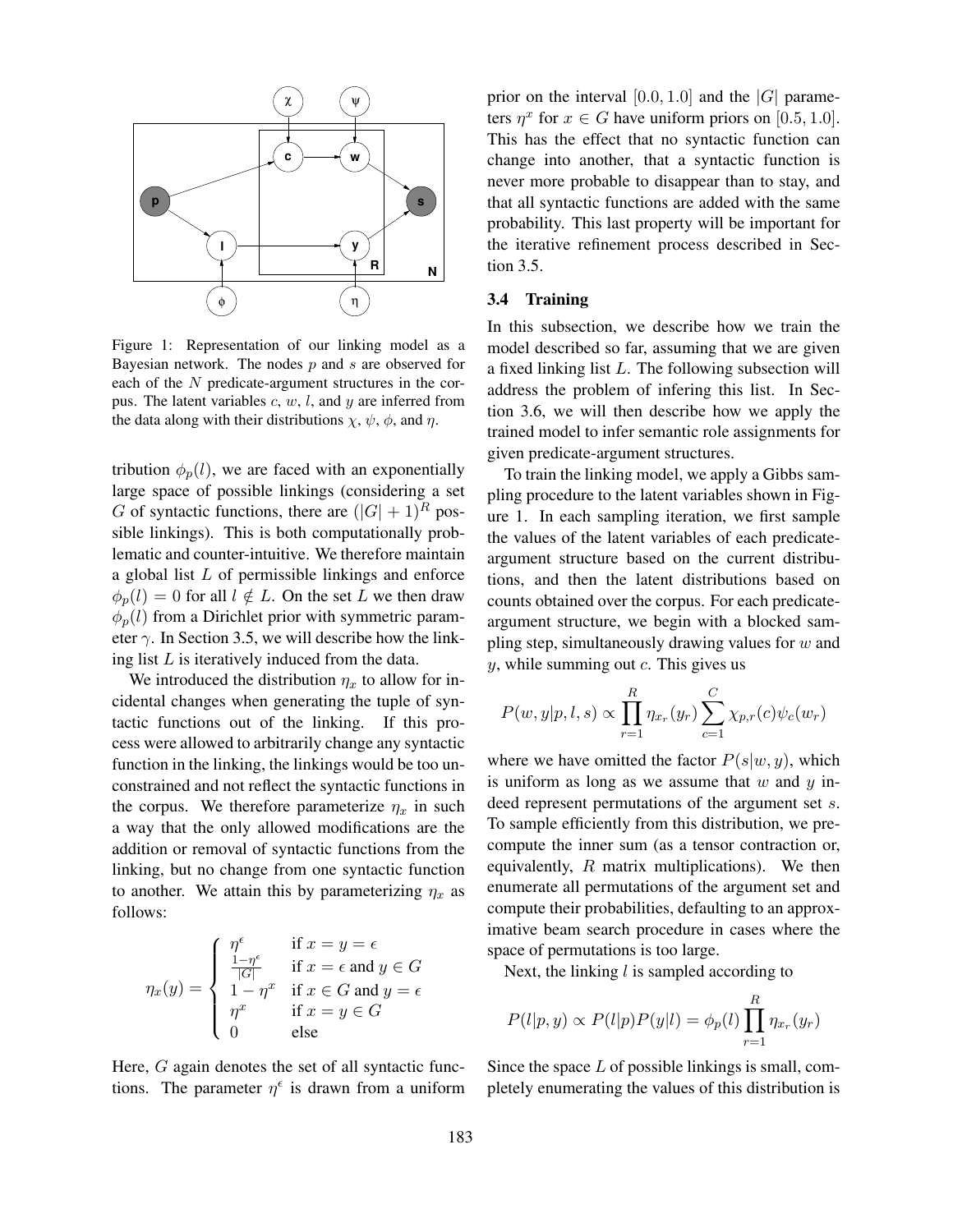Figure 1: Representation of our linking model as a Bayesian network. The nodes $p$ and $s$ are observed for each of the $N$ predicate-argument structures in the corpus. The latent variables $c$, $w$, $l$, and $y$ are inferred from the data along with their distributions $\chi$, $\psi$, $\phi$, and $\eta$.

tribution $\phi_p(l)$, we are faced with an exponentially large space of possible linkings (considering a set $G$ of syntactic functions, there are $(|G|+1)^R$ possible linkings). This is both computationally problematic and counter-intuitive. We therefore maintain a global list $L$ of permissible linkings and enforce $\phi_p(l) = 0$ for all $l \notin L$. On the set $L$ we then draw $\phi_p(l)$ from a Dirichlet prior with symmetric parameter $\gamma$. In Section 3.5, we will describe how the linking list $L$ is iteratively induced from the data.

We introduced the distribution $\eta_x$ to allow for incidental changes when generating the tuple of syntactic functions out of the linking. If this process were allowed to arbitrarily change any syntactic function in the linking, the linkings would be too unconstrained and not reflect the syntactic functions in the corpus. We therefore parameterize $\eta_x$ in such a way that the only allowed modifications are the addition or removal of syntactic functions from the linking, but no change from one syntactic function to another. We attain this by parameterizing $\eta_x$ as follows:

$$\eta_x(y) = \begin{cases} \eta^\epsilon & \text{if } x = y = \epsilon \\ \frac{1-\eta^\epsilon}{|G|} & \text{if } x = \epsilon \text{ and } y \in G \\ 1 - \eta^x & \text{if } x \in G \text{ and } y = \epsilon \\ \eta^x & \text{if } x = y \in G \\ 0 & \text{else} \end{cases}$$

Here, $G$ again denotes the set of all syntactic functions. The parameter $\eta^\epsilon$ is drawn from a uniform prior on the interval $[0.0, 1.0]$ and the $|G|$ parameters $\eta^x$ for $x \in G$ have uniform priors on $[0.5, 1.0]$. This has the effect that no syntactic function can change into another, that a syntactic function is never more probable to disappear than to stay, and that all syntactic functions are added with the same probability. This last property will be important for the iterative refinement process described in Section 3.5.

### 3.4 Training

In this subsection, we describe how we train the model described so far, assuming that we are given a fixed linking list $L$. The following subsection will address the problem of infering this list. In Section 3.6, we will then describe how we apply the trained model to infer semantic role assignments for given predicate-argument structures.

To train the linking model, we apply a Gibbs sampling procedure to the latent variables shown in Figure 1. In each sampling iteration, we first sample the values of the latent variables of each predicate-argument structure based on the current distributions, and then the latent distributions based on counts obtained over the corpus. For each predicate-argument structure, we begin with a blocked sampling step, simultaneously drawing values for $w$ and $y$, while summing out $c$. This gives us

$$P(w, y|p, l, s) \propto \prod_{r=1}^{R} \eta_{x_r}(y_r) \sum_{c=1}^{C} \chi_{p,r}(c)\psi_c(w_r)$$

where we have omitted the factor $P(s|w, y)$, which is uniform as long as we assume that $w$ and $y$ indeed represent permutations of the argument set $s$. To sample efficiently from this distribution, we precompute the inner sum (as a tensor contraction or, equivalently, $R$ matrix multiplications). We then enumerate all permutations of the argument set and compute their probabilities, defaulting to an approximative beam search procedure in cases where the space of permutations is too large.

Next, the linking $l$ is sampled according to

$$P(l|p, y) \propto P(l|p)P(y|l) = \phi_p(l) \prod_{r=1}^{R} \eta_{x_r}(y_r)$$

Since the space $L$ of possible linkings is small, completely enumerating the values of this distribution is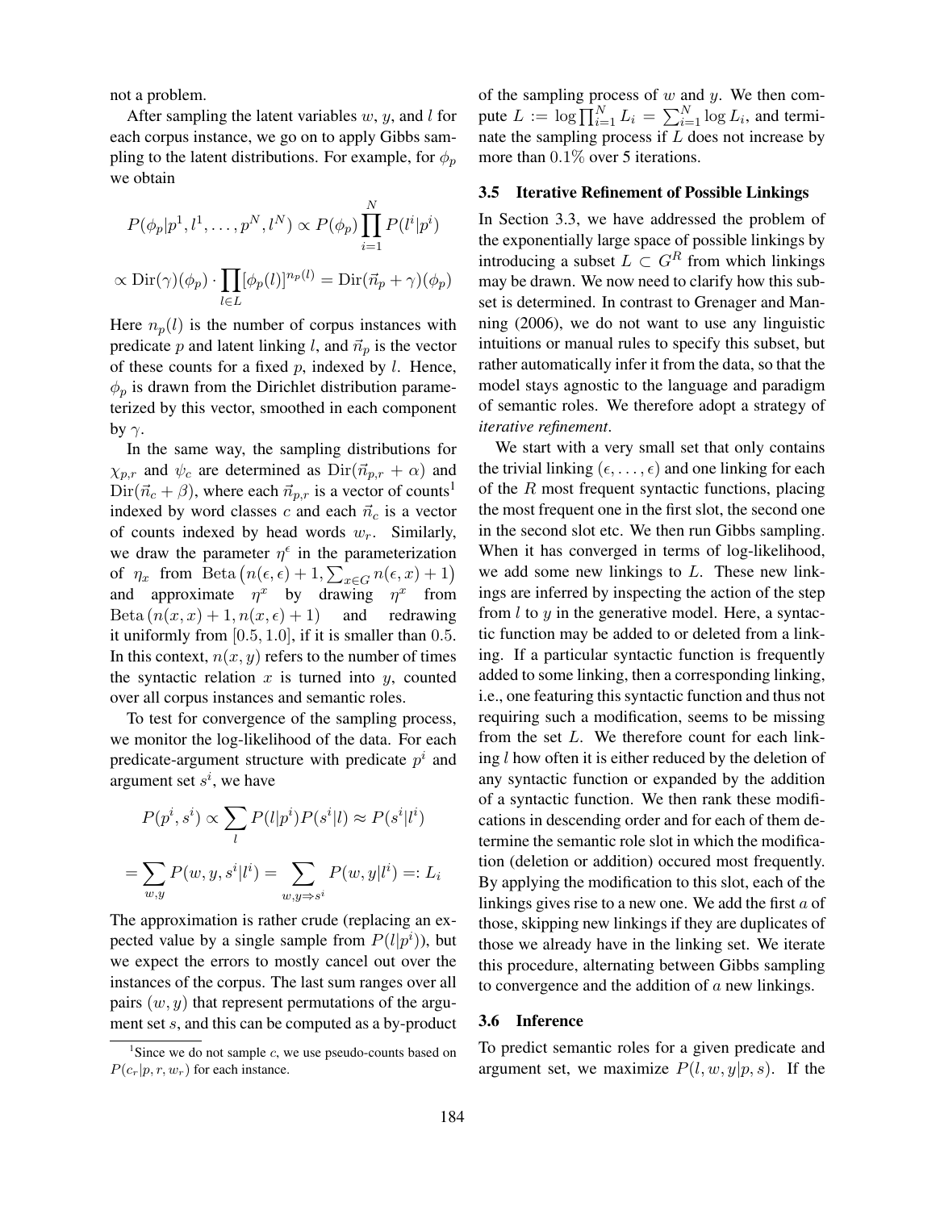not a problem.

After sampling the latent variables $w$, $y$, and $l$ for each corpus instance, we go on to apply Gibbs sampling to the latent distributions. For example, for $\phi_p$ we obtain

$$P(\phi_p | p^1, l^1, \ldots, p^N, l^N) \propto P(\phi_p) \prod_{i=1}^{N} P(l^i | p^i)$$

$$\propto \mathrm{Dir}(\gamma)(\phi_p) \cdot \prod_{l \in L} [\phi_p(l)]^{n_p(l)} = \mathrm{Dir}(\vec{n}_p + \gamma)(\phi_p)$$

Here $n_p(l)$ is the number of corpus instances with predicate $p$ and latent linking $l$, and $\vec{n}_p$ is the vector of these counts for a fixed $p$, indexed by $l$. Hence, $\phi_p$ is drawn from the Dirichlet distribution parameterized by this vector, smoothed in each component by $\gamma$.

In the same way, the sampling distributions for $\chi_{p,r}$ and $\psi_c$ are determined as $\mathrm{Dir}(\vec{n}_{p,r} + \alpha)$ and $\mathrm{Dir}(\vec{n}_c + \beta)$, where each $\vec{n}_{p,r}$ is a vector of counts[1] indexed by word classes $c$ and each $\vec{n}_c$ is a vector of counts indexed by head words $w_r$. Similarly, we draw the parameter $\eta^\epsilon$ in the parameterization of $\eta_x$ from $\mathrm{Beta}\left(n(\epsilon, \epsilon) + 1, \sum_{x \in G} n(\epsilon, x) + 1\right)$ and approximate $\eta^x$ by drawing $\eta^x$ from $\mathrm{Beta}\left(n(x, x) + 1, n(x, \epsilon) + 1\right)$ and redrawing it uniformly from $[0.5, 1.0]$, if it is smaller than $0.5$. In this context, $n(x, y)$ refers to the number of times the syntactic relation $x$ is turned into $y$, counted over all corpus instances and semantic roles.

To test for convergence of the sampling process, we monitor the log-likelihood of the data. For each predicate-argument structure with predicate $p^i$ and argument set $s^i$, we have

$$P(p^i, s^i) \propto \sum_{l} P(l | p^i) P(s^i | l) \approx P(s^i | l^i)$$

$$= \sum_{w,y} P(w, y, s^i | l^i) = \sum_{w,y \Rightarrow s^i} P(w, y | l^i) =: L_i$$

The approximation is rather crude (replacing an expected value by a single sample from $P(l|p^i)$), but we expect the errors to mostly cancel out over the instances of the corpus. The last sum ranges over all pairs $(w, y)$ that represent permutations of the argument set $s$, and this can be computed as a by-product of the sampling process of $w$ and $y$. We then compute $L := \log \prod_{i=1}^{N} L_i = \sum_{i=1}^{N} \log L_i$, and terminate the sampling process if $L$ does not increase by more than $0.1\%$ over 5 iterations.

[1] Since we do not sample $c$, we use pseudo-counts based on $P(c_r | p, r, w_r)$ for each instance.

### 3.5 Iterative Refinement of Possible Linkings

In Section 3.3, we have addressed the problem of the exponentially large space of possible linkings by introducing a subset $L \subset G^R$ from which linkings may be drawn. We now need to clarify how this subset is determined. In contrast to Grenager and Manning (2006), we do not want to use any linguistic intuitions or manual rules to specify this subset, but rather automatically infer it from the data, so that the model stays agnostic to the language and paradigm of semantic roles. We therefore adopt a strategy of *iterative refinement*.

We start with a very small set that only contains the trivial linking $(\epsilon, \ldots, \epsilon)$ and one linking for each of the $R$ most frequent syntactic functions, placing the most frequent one in the first slot, the second one in the second slot etc. We then run Gibbs sampling. When it has converged in terms of log-likelihood, we add some new linkings to $L$. These new linkings are inferred by inspecting the action of the step from $l$ to $y$ in the generative model. Here, a syntactic function may be added to or deleted from a linking. If a particular syntactic function is frequently added to some linking, then a corresponding linking, i.e., one featuring this syntactic function and thus not requiring such a modification, seems to be missing from the set $L$. We therefore count for each linking $l$ how often it is either reduced by the deletion of any syntactic function or expanded by the addition of a syntactic function. We then rank these modifications in descending order and for each of them determine the semantic role slot in which the modification (deletion or addition) occured most frequently. By applying the modification to this slot, each of the linkings gives rise to a new one. We add the first $a$ of those, skipping new linkings if they are duplicates of those we already have in the linking set. We iterate this procedure, alternating between Gibbs sampling to convergence and the addition of $a$ new linkings.

### 3.6 Inference

To predict semantic roles for a given predicate and argument set, we maximize $P(l, w, y | p, s)$. If the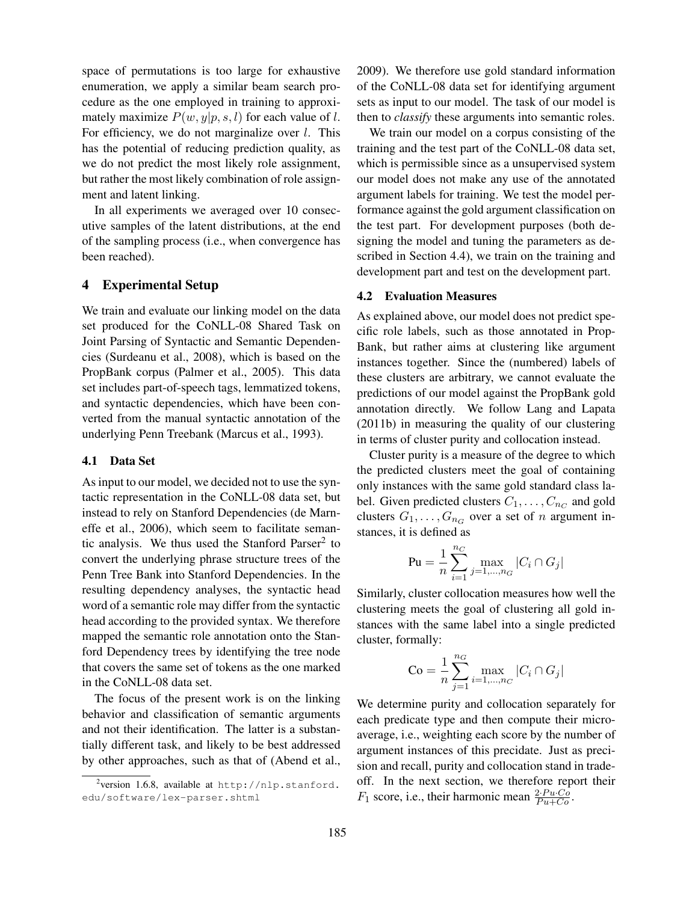space of permutations is too large for exhaustive enumeration, we apply a similar beam search procedure as the one employed in training to approximately maximize $P(w, y|p, s, l)$ for each value of $l$. For efficiency, we do not marginalize over $l$. This has the potential of reducing prediction quality, as we do not predict the most likely role assignment, but rather the most likely combination of role assignment and latent linking.

In all experiments we averaged over 10 consecutive samples of the latent distributions, at the end of the sampling process (i.e., when convergence has been reached).

## 4 Experimental Setup

We train and evaluate our linking model on the data set produced for the CoNLL-08 Shared Task on Joint Parsing of Syntactic and Semantic Dependencies (Surdeanu et al., 2008), which is based on the PropBank corpus (Palmer et al., 2005). This data set includes part-of-speech tags, lemmatized tokens, and syntactic dependencies, which have been converted from the manual syntactic annotation of the underlying Penn Treebank (Marcus et al., 1993).

### 4.1 Data Set

As input to our model, we decided not to use the syntactic representation in the CoNLL-08 data set, but instead to rely on Stanford Dependencies (de Marneffe et al., 2006), which seem to facilitate semantic analysis. We thus used the Stanford Parser[2] to convert the underlying phrase structure trees of the Penn Tree Bank into Stanford Dependencies. In the resulting dependency analyses, the syntactic head word of a semantic role may differ from the syntactic head according to the provided syntax. We therefore mapped the semantic role annotation onto the Stanford Dependency trees by identifying the tree node that covers the same set of tokens as the one marked in the CoNLL-08 data set.

The focus of the present work is on the linking behavior and classification of semantic arguments and not their identification. The latter is a substantially different task, and likely to be best addressed by other approaches, such as that of (Abend et al., 2009). We therefore use gold standard information of the CoNLL-08 data set for identifying argument sets as input to our model. The task of our model is then to *classify* these arguments into semantic roles.

We train our model on a corpus consisting of the training and the test part of the CoNLL-08 data set, which is permissible since as a unsupervised system our model does not make any use of the annotated argument labels for training. We test the model performance against the gold argument classification on the test part. For development purposes (both designing the model and tuning the parameters as described in Section 4.4), we train on the training and development part and test on the development part.

### 4.2 Evaluation Measures

As explained above, our model does not predict specific role labels, such as those annotated in PropBank, but rather aims at clustering like argument instances together. Since the (numbered) labels of these clusters are arbitrary, we cannot evaluate the predictions of our model against the PropBank gold annotation directly. We follow Lang and Lapata (2011b) in measuring the quality of our clustering in terms of cluster purity and collocation instead.

Cluster purity is a measure of the degree to which the predicted clusters meet the goal of containing only instances with the same gold standard class label. Given predicted clusters $C_1, \ldots, C_{n_C}$ and gold clusters $G_1, \ldots, G_{n_G}$ over a set of $n$ argument instances, it is defined as

$$\text{Pu} = \frac{1}{n} \sum_{i=1}^{n_C} \max_{j=1,\ldots,n_G} |C_i \cap G_j|$$

Similarly, cluster collocation measures how well the clustering meets the goal of clustering all gold instances with the same label into a single predicted cluster, formally:

$$\text{Co} = \frac{1}{n} \sum_{j=1}^{n_G} \max_{i=1,\ldots,n_C} |C_i \cap G_j|$$

We determine purity and collocation separately for each predicate type and then compute their micro-average, i.e., weighting each score by the number of argument instances of this precidate. Just as precision and recall, purity and collocation stand in trade-off. In the next section, we therefore report their $F_1$ score, i.e., their harmonic mean $\frac{2 \cdot Pu \cdot Co}{Pu + Co}$.

[2] version 1.6.8, available at http://nlp.stanford.edu/software/lex-parser.shtml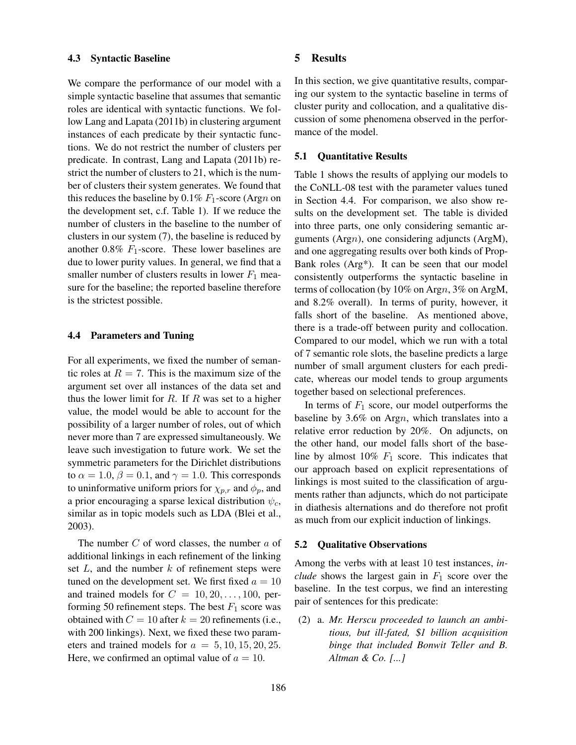### 4.3 Syntactic Baseline

We compare the performance of our model with a simple syntactic baseline that assumes that semantic roles are identical with syntactic functions. We follow Lang and Lapata (2011b) in clustering argument instances of each predicate by their syntactic functions. We do not restrict the number of clusters per predicate. In contrast, Lang and Lapata (2011b) restrict the number of clusters to 21, which is the number of clusters their system generates. We found that this reduces the baseline by 0.1% $F_1$-score (Arg$n$ on the development set, c.f. Table 1). If we reduce the number of clusters in the baseline to the number of clusters in our system (7), the baseline is reduced by another 0.8% $F_1$-score. These lower baselines are due to lower purity values. In general, we find that a smaller number of clusters results in lower $F_1$ measure for the baseline; the reported baseline therefore is the strictest possible.

### 4.4 Parameters and Tuning

For all experiments, we fixed the number of semantic roles at $R = 7$. This is the maximum size of the argument set over all instances of the data set and thus the lower limit for $R$. If $R$ was set to a higher value, the model would be able to account for the possibility of a larger number of roles, out of which never more than 7 are expressed simultaneously. We leave such investigation to future work. We set the symmetric parameters for the Dirichlet distributions to $\alpha = 1.0$, $\beta = 0.1$, and $\gamma = 1.0$. This corresponds to uninformative uniform priors for $\chi_{p,r}$ and $\phi_p$, and a prior encouraging a sparse lexical distribution $\psi_c$, similar as in topic models such as LDA (Blei et al., 2003).

The number $C$ of word classes, the number $a$ of additional linkings in each refinement of the linking set $L$, and the number $k$ of refinement steps were tuned on the development set. We first fixed $a = 10$ and trained models for $C = 10, 20, \ldots, 100$, performing 50 refinement steps. The best $F_1$ score was obtained with $C = 10$ after $k = 20$ refinements (i.e., with 200 linkings). Next, we fixed these two parameters and trained models for $a = 5, 10, 15, 20, 25$. Here, we confirmed an optimal value of $a = 10$.

## 5 Results

In this section, we give quantitative results, comparing our system to the syntactic baseline in terms of cluster purity and collocation, and a qualitative discussion of some phenomena observed in the performance of the model.

### 5.1 Quantitative Results

Table 1 shows the results of applying our models to the CoNLL-08 test with the parameter values tuned in Section 4.4. For comparison, we also show results on the development set. The table is divided into three parts, one only considering semantic arguments (Arg$n$), one considering adjuncts (ArgM), and one aggregating results over both kinds of PropBank roles (Arg*). It can be seen that our model consistently outperforms the syntactic baseline in terms of collocation (by 10% on Arg$n$, 3% on ArgM, and 8.2% overall). In terms of purity, however, it falls short of the baseline. As mentioned above, there is a trade-off between purity and collocation. Compared to our model, which we run with a total of 7 semantic role slots, the baseline predicts a large number of small argument clusters for each predicate, whereas our model tends to group arguments together based on selectional preferences.

In terms of $F_1$ score, our model outperforms the baseline by 3.6% on Arg$n$, which translates into a relative error reduction by 20%. On adjuncts, on the other hand, our model falls short of the baseline by almost 10% $F_1$ score. This indicates that our approach based on explicit representations of linkings is most suited to the classification of arguments rather than adjuncts, which do not participate in diathesis alternations and do therefore not profit as much from our explicit induction of linkings.

### 5.2 Qualitative Observations

Among the verbs with at least 10 test instances, *include* shows the largest gain in $F_1$ score over the baseline. In the test corpus, we find an interesting pair of sentences for this predicate:

(2) a. ***Mr. Herscu proceeded to launch an ambitious, but ill-fated, $1 billion acquisition binge that included Bonwit Teller and B. Altman & Co. [...]***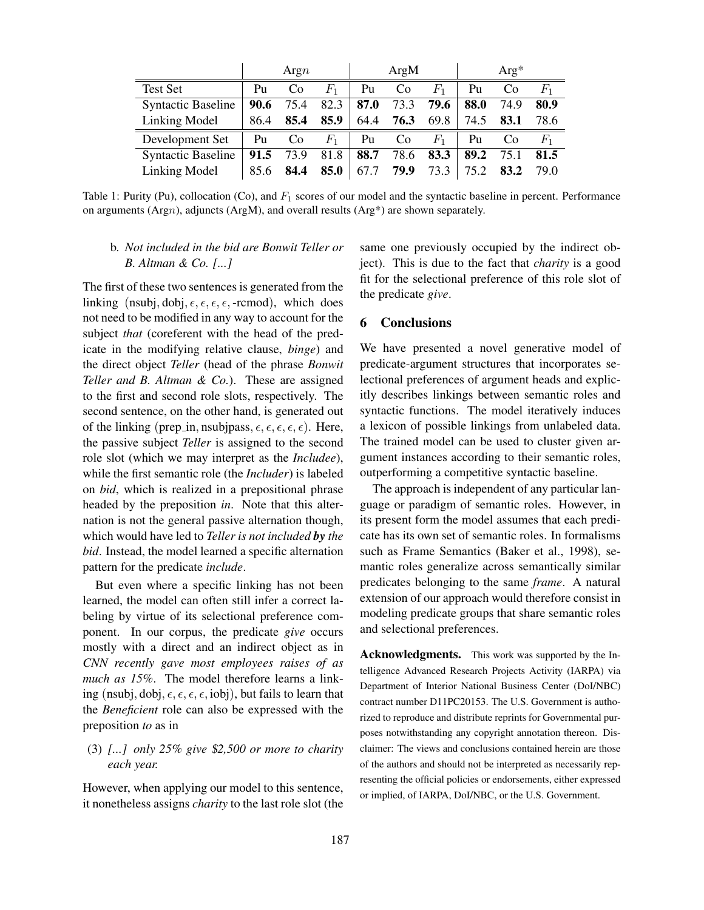| | Arg$n$ | | | ArgM | | | Arg* | | |
|---|---|---|---|---|---|---|---|---|---|
| Test Set | Pu | Co | $F_1$ | Pu | Co | $F_1$ | Pu | Co | $F_1$ |
| Syntactic Baseline | **90.6** | 75.4 | 82.3 | **87.0** | 73.3 | **79.6** | **88.0** | 74.9 | **80.9** |
| Linking Model | 86.4 | **85.4** | **85.9** | 64.4 | **76.3** | 69.8 | 74.5 | **83.1** | 78.6 |
| Development Set | Pu | Co | $F_1$ | Pu | Co | $F_1$ | Pu | Co | $F_1$ |
| Syntactic Baseline | **91.5** | 73.9 | 81.8 | **88.7** | 78.6 | **83.3** | **89.2** | 75.1 | **81.5** |
| Linking Model | 85.6 | **84.4** | **85.0** | 67.7 | **79.9** | 73.3 | 75.2 | **83.2** | 79.0 |

Table 1: Purity (Pu), collocation (Co), and $F_1$ scores of our model and the syntactic baseline in percent. Performance on arguments (Arg$n$), adjuncts (ArgM), and overall results (Arg*) are shown separately.

b. *Not included in the bid are Bonwit Teller or B. Altman & Co. [...]*

The first of these two sentences is generated from the linking $(\text{nsubj}, \text{dobj}, \epsilon, \epsilon, \epsilon, \epsilon, \text{-rcmod})$, which does not need to be modified in any way to account for the subject *that* (coreferent with the head of the predicate in the modifying relative clause, *binge*) and the direct object *Teller* (head of the phrase *Bonwit Teller and B. Altman & Co.*). These are assigned to the first and second role slots, respectively. The second sentence, on the other hand, is generated out of the linking $(\text{prep\_in}, \text{nsubjpass}, \epsilon, \epsilon, \epsilon, \epsilon, \epsilon)$. Here, the passive subject *Teller* is assigned to the second role slot (which we may interpret as the *Includee*), while the first semantic role (the *Includer*) is labeled on *bid*, which is realized in a prepositional phrase headed by the preposition *in*. Note that this alternation is not the general passive alternation though, which would have led to *Teller is not included* ***by*** *the bid*. Instead, the model learned a specific alternation pattern for the predicate *include*.

But even where a specific linking has not been learned, the model can often still infer a correct labeling by virtue of its selectional preference component. In our corpus, the predicate *give* occurs mostly with a direct and an indirect object as in *CNN recently gave most employees raises of as much as 15%*. The model therefore learns a linking $(\text{nsubj}, \text{dobj}, \epsilon, \epsilon, \epsilon, \epsilon, \text{iobj})$, but fails to learn that the *Beneficient* role can also be expressed with the preposition *to* as in

(3) *[...] only 25% give $2,500 or more to charity each year.*

However, when applying our model to this sentence, it nonetheless assigns *charity* to the last role slot (the same one previously occupied by the indirect object). This is due to the fact that *charity* is a good fit for the selectional preference of this role slot of the predicate *give*.

## 6 Conclusions

We have presented a novel generative model of predicate-argument structures that incorporates selectional preferences of argument heads and explicitly describes linkings between semantic roles and syntactic functions. The model iteratively induces a lexicon of possible linkings from unlabeled data. The trained model can be used to cluster given argument instances according to their semantic roles, outperforming a competitive syntactic baseline.

The approach is independent of any particular language or paradigm of semantic roles. However, in its present form the model assumes that each predicate has its own set of semantic roles. In formalisms such as Frame Semantics (Baker et al., 1998), semantic roles generalize across semantically similar predicates belonging to the same *frame*. A natural extension of our approach would therefore consist in modeling predicate groups that share semantic roles and selectional preferences.

**Acknowledgments.** This work was supported by the Intelligence Advanced Research Projects Activity (IARPA) via Department of Interior National Business Center (DoI/NBC) contract number D11PC20153. The U.S. Government is authorized to reproduce and distribute reprints for Governmental purposes notwithstanding any copyright annotation thereon. Disclaimer: The views and conclusions contained herein are those of the authors and should not be interpreted as necessarily representing the official policies or endorsements, either expressed or implied, of IARPA, DoI/NBC, or the U.S. Government.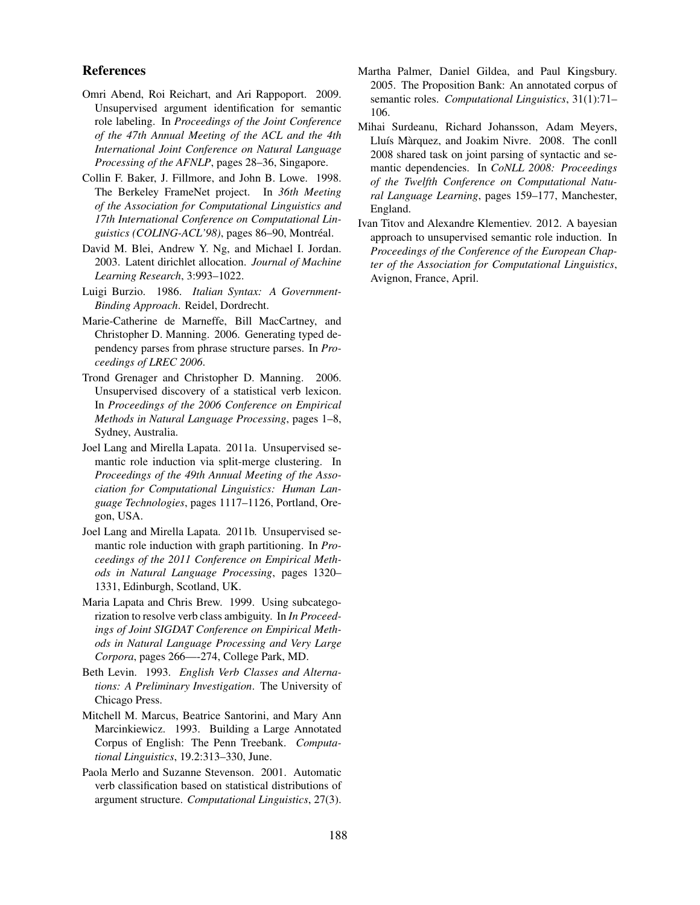## References

Omri Abend, Roi Reichart, and Ari Rappoport. 2009. Unsupervised argument identification for semantic role labeling. In *Proceedings of the Joint Conference of the 47th Annual Meeting of the ACL and the 4th International Joint Conference on Natural Language Processing of the AFNLP*, pages 28–36, Singapore.

Collin F. Baker, J. Fillmore, and John B. Lowe. 1998. The Berkeley FrameNet project. In *36th Meeting of the Association for Computational Linguistics and 17th International Conference on Computational Linguistics (COLING-ACL'98)*, pages 86–90, Montréal.

David M. Blei, Andrew Y. Ng, and Michael I. Jordan. 2003. Latent dirichlet allocation. *Journal of Machine Learning Research*, 3:993–1022.

Luigi Burzio. 1986. *Italian Syntax: A Government-Binding Approach*. Reidel, Dordrecht.

Marie-Catherine de Marneffe, Bill MacCartney, and Christopher D. Manning. 2006. Generating typed dependency parses from phrase structure parses. In *Proceedings of LREC 2006*.

Trond Grenager and Christopher D. Manning. 2006. Unsupervised discovery of a statistical verb lexicon. In *Proceedings of the 2006 Conference on Empirical Methods in Natural Language Processing*, pages 1–8, Sydney, Australia.

Joel Lang and Mirella Lapata. 2011a. Unsupervised semantic role induction via split-merge clustering. In *Proceedings of the 49th Annual Meeting of the Association for Computational Linguistics: Human Language Technologies*, pages 1117–1126, Portland, Oregon, USA.

Joel Lang and Mirella Lapata. 2011b. Unsupervised semantic role induction with graph partitioning. In *Proceedings of the 2011 Conference on Empirical Methods in Natural Language Processing*, pages 1320–1331, Edinburgh, Scotland, UK.

Maria Lapata and Chris Brew. 1999. Using subcategorization to resolve verb class ambiguity. In *In Proceedings of Joint SIGDAT Conference on Empirical Methods in Natural Language Processing and Very Large Corpora*, pages 266—-274, College Park, MD.

Beth Levin. 1993. *English Verb Classes and Alternations: A Preliminary Investigation*. The University of Chicago Press.

Mitchell M. Marcus, Beatrice Santorini, and Mary Ann Marcinkiewicz. 1993. Building a Large Annotated Corpus of English: The Penn Treebank. *Computational Linguistics*, 19.2:313–330, June.

Paola Merlo and Suzanne Stevenson. 2001. Automatic verb classification based on statistical distributions of argument structure. *Computational Linguistics*, 27(3).

Martha Palmer, Daniel Gildea, and Paul Kingsbury. 2005. The Proposition Bank: An annotated corpus of semantic roles. *Computational Linguistics*, 31(1):71–106.

Mihai Surdeanu, Richard Johansson, Adam Meyers, Lluís Màrquez, and Joakim Nivre. 2008. The conll 2008 shared task on joint parsing of syntactic and semantic dependencies. In *CoNLL 2008: Proceedings of the Twelfth Conference on Computational Natural Language Learning*, pages 159–177, Manchester, England.

Ivan Titov and Alexandre Klementiev. 2012. A bayesian approach to unsupervised semantic role induction. In *Proceedings of the Conference of the European Chapter of the Association for Computational Linguistics*, Avignon, France, April.